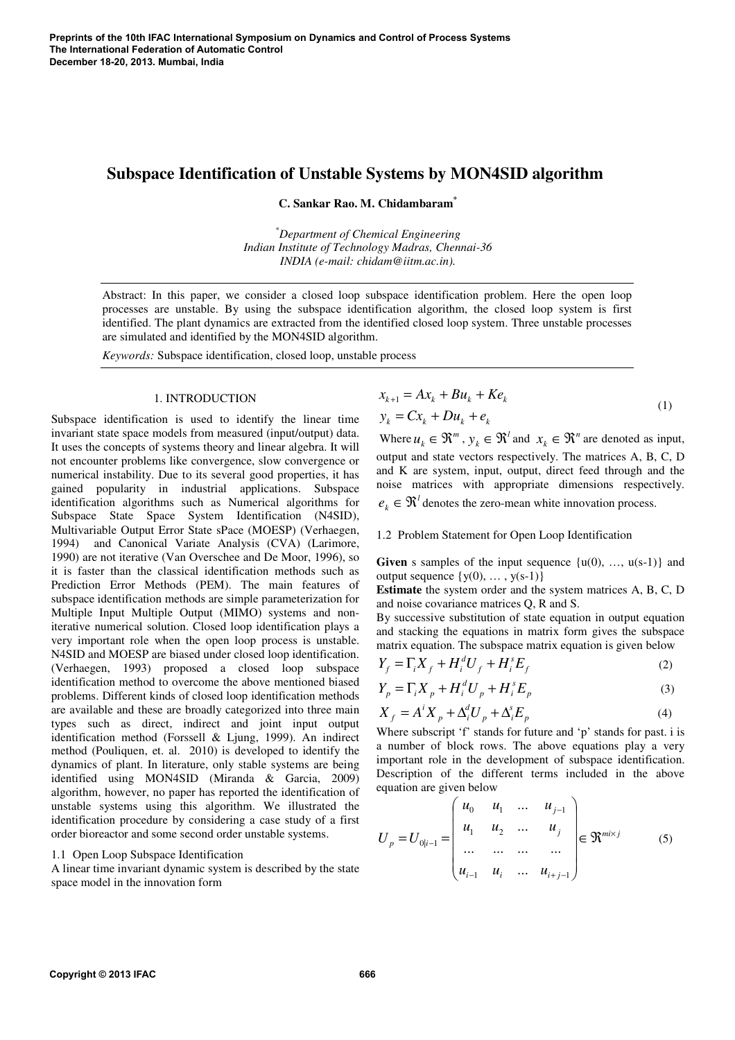# Subspace Identification of Unstable Systems by MON4SID algorithm

**C. Sankar Rao. M. Chidambaram***

*Department of Chemical Engineering*
*Indian Institute of Technology Madras, Chennai-36*
*INDIA (e-mail: chidam@iitm.ac.in).*

Abstract: In this paper, we consider a closed loop subspace identification problem. Here the open loop processes are unstable. By using the subspace identification algorithm, the closed loop system is first identified. The plant dynamics are extracted from the identified closed loop system. Three unstable processes are simulated and identified by the MON4SID algorithm.

*Keywords:* Subspace identification, closed loop, unstable process

## 1. INTRODUCTION

Subspace identification is used to identify the linear time invariant state space models from measured (input/output) data. It uses the concepts of systems theory and linear algebra. It will not encounter problems like convergence, slow convergence or numerical instability. Due to its several good properties, it has gained popularity in industrial applications. Subspace identification algorithms such as Numerical algorithms for Subspace State Space System Identification (N4SID), Multivariable Output Error State sPace (MOESP) (Verhaegen, 1994) and Canonical Variate Analysis (CVA) (Larimore, 1990) are not iterative (Van Overschee and De Moor, 1996), so it is faster than the classical identification methods such as Prediction Error Methods (PEM). The main features of subspace identification methods are simple parameterization for Multiple Input Multiple Output (MIMO) systems and non-iterative numerical solution. Closed loop identification plays a very important role when the open loop process is unstable. N4SID and MOESP are biased under closed loop identification. (Verhaegen, 1993) proposed a closed loop subspace identification method to overcome the above mentioned biased problems. Different kinds of closed loop identification methods are available and these are broadly categorized into three main types such as direct, indirect and joint input output identification method (Forssell & Ljung, 1999). An indirect method (Pouliquen, et. al. 2010) is developed to identify the dynamics of plant. In literature, only stable systems are being identified using MON4SID (Miranda & Garcia, 2009) algorithm, however, no paper has reported the identification of unstable systems using this algorithm. We illustrated the identification procedure by considering a case study of a first order bioreactor and some second order unstable systems.

### 1.1 Open Loop Subspace Identification

A linear time invariant dynamic system is described by the state space model in the innovation form

$$
\begin{aligned}
x_{k+1} &= Ax_k + Bu_k + Ke_k \\
y_k &= Cx_k + Du_k + e_k
\end{aligned}
\tag{1}
$$

Where $u_k \in \Re^m$, $y_k \in \Re^l$ and $x_k \in \Re^n$ are denoted as input, output and state vectors respectively. The matrices A, B, C, D and K are system, input, output, direct feed through and the noise matrices with appropriate dimensions respectively. $e_k \in \Re^l$ denotes the zero-mean white innovation process.

### 1.2 Problem Statement for Open Loop Identification

**Given** s samples of the input sequence {u(0), …, u(s-1)} and output sequence {y(0), … , y(s-1)}

**Estimate** the system order and the system matrices A, B, C, D and noise covariance matrices Q, R and S.

By successive substitution of state equation in output equation and stacking the equations in matrix form gives the subspace matrix equation. The subspace matrix equation is given below

$$Y_f = \Gamma_i X_f + H_i^d U_f + H_i^s E_f \tag{2}$$

$$Y_p = \Gamma_i X_p + H_i^d U_p + H_i^s E_p \tag{3}$$

$$X_f = A^i X_p + \Delta_i^d U_p + \Delta_i^s E_p \tag{4}$$

Where subscript 'f' stands for future and 'p' stands for past. i is a number of block rows. The above equations play a very important role in the development of subspace identification. Description of the different terms included in the above equation are given below

$$
U_p = U_{0|i-1} = \begin{pmatrix} u_0 & u_1 & \dots & u_{j-1} \\ u_1 & u_2 & \dots & u_j \\ \dots & \dots & \dots & \dots \\ u_{i-1} & u_i & \dots & u_{i+j-1} \end{pmatrix} \in \Re^{mi \times j} \tag{5}
$$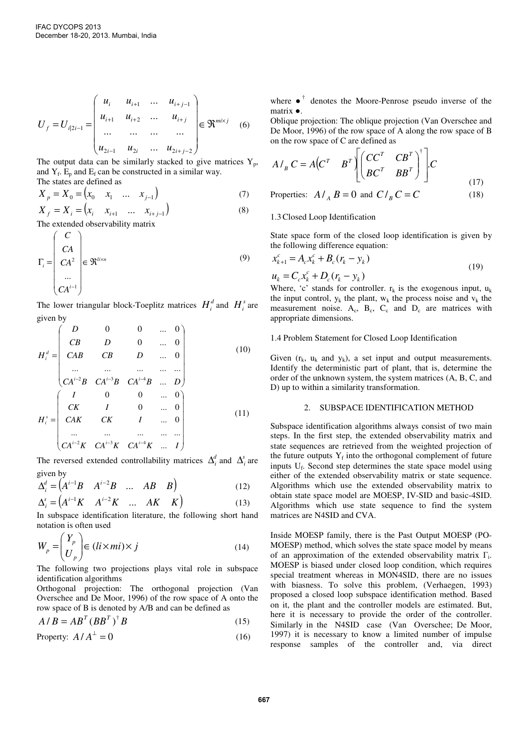$$U_f = U_{i|2i-1} = \begin{pmatrix} u_i & u_{i+1} & \dots & u_{i+j-1} \\ u_{i+1} & u_{i+2} & \dots & u_{i+j} \\ \dots & \dots & \dots & \dots \\ u_{2i-1} & u_{2i} & \dots & u_{2i+j-2} \end{pmatrix} \in \Re^{mi \times j} \quad (6)$$

The output data can be similarly stacked to give matrices $Y_p$, and $Y_f$. $E_p$ and $E_f$ can be constructed in a similar way.

The states are defined as

$$X_p = X_0 = \begin{pmatrix} x_0 & x_1 & \dots & x_{j-1} \end{pmatrix} \quad (7)$$

$$X_f = X_i = \begin{pmatrix} x_i & x_{i+1} & \dots & x_{i+j-1} \end{pmatrix} \quad (8)$$

The extended observability matrix

$$\Gamma_i = \begin{pmatrix} C \\ CA \\ CA^2 \\ \dots \\ CA^{i-1} \end{pmatrix} \in \Re^{li \times n} \quad (9)$$

The lower triangular block-Toeplitz matrices $H_i^d$ and $H_i^s$ are given by

$$H_i^d = \begin{pmatrix} D & 0 & 0 & \dots & 0 \\ CB & D & 0 & \dots & 0 \\ CAB & CB & D & \dots & 0 \\ \dots & \dots & \dots & \dots & \dots \\ CA^{i-2}B & CA^{i-3}B & CA^{i-4}B & \dots & D \end{pmatrix} \quad (10)$$

$$H_i^s = \begin{pmatrix} I & 0 & 0 & \dots & 0 \\ CK & I & 0 & \dots & 0 \\ CAK & CK & I & \dots & 0 \\ \dots & \dots & \dots & \dots & \dots \\ CA^{i-2}K & CA^{i-3}K & CA^{i-4}K & \dots & I \end{pmatrix} \quad (11)$$

The reversed extended controllability matrices $\Delta_i^d$ and $\Delta_i^s$ are given by

$$\Delta_i^d = \begin{pmatrix} A^{i-1}B & A^{i-2}B & \dots & AB & B \end{pmatrix} \quad (12)$$

$$\Delta_i^s = \begin{pmatrix} A^{i-1}K & A^{i-2}K & \dots & AK & K \end{pmatrix} \quad (13)$$

In subspace identification literature, the following short hand notation is often used

$$W_p = \begin{pmatrix} Y_p \\ U_p \end{pmatrix} \in (li \times mi) \times j \quad (14)$$

The following two projections plays vital role in subspace identification algorithms

Orthogonal projection: The orthogonal projection (Van Overschee and De Moor, 1996) of the row space of A onto the row space of B is denoted by A/B and can be defined as

$$A/B = AB^T (BB^T)^{\dagger} B \quad (15)$$

Property: $A/A^{\perp} = 0$ (16)

where $\bullet^{\dagger}$ denotes the Moore-Penrose pseudo inverse of the matrix $\bullet$.

Oblique projection: The oblique projection (Van Overschee and De Moor, 1996) of the row space of A along the row space of B on the row space of C are defined as

$$A/_B C = A\begin{pmatrix} C^T & B^T \end{pmatrix} \left[ \begin{pmatrix} CC^T & CB^T \\ BC^T & BB^T \end{pmatrix}^{\dagger} \right] . C \quad (17)$$

Properties: $A/_A B = 0$ and $C/_B C = C$ (18)

### 1.3 Closed Loop Identification

State space form of the closed loop identification is given by the following difference equation:

$$x_{k+1}^c = A_c x_k^c + B_c (r_k - y_k)$$
$$u_k = C_c x_k^c + D_c (r_k - y_k) \quad (19)$$

Where, 'c' stands for controller. $r_k$ is the exogenous input, $u_k$ the input control, $y_k$ the plant, $w_k$ the process noise and $v_k$ the measurement noise. $A_c$, $B_c$, $C_c$ and $D_c$ are matrices with appropriate dimensions.

### 1.4 Problem Statement for Closed Loop Identification

Given ($r_k$, $u_k$ and $y_k$), a set input and output measurements. Identify the deterministic part of plant, that is, determine the order of the unknown system, the system matrices (A, B, C, and D) up to within a similarity transformation.

## 2. SUBSPACE IDENTIFICATION METHOD

Subspace identification algorithms always consist of two main steps. In the first step, the extended observability matrix and state sequences are retrieved from the weighted projection of the future outputs $Y_f$ into the orthogonal complement of future inputs $U_f$. Second step determines the state space model using either of the extended observability matrix or state sequence. Algorithms which use the extended observability matrix to obtain state space model are MOESP, IV-SID and basic-4SID. Algorithms which use state sequence to find the system matrices are N4SID and CVA.

Inside MOESP family, there is the Past Output MOESP (PO-MOESP) method, which solves the state space model by means of an approximation of the extended observability matrix $\Gamma_i$. MOESP is biased under closed loop condition, which requires special treatment whereas in MON4SID, there are no issues with biasness. To solve this problem, (Verhaegen, 1993) proposed a closed loop subspace identification method. Based on it, the plant and the controller models are estimated. But, here it is necessary to provide the order of the controller. Similarly in the N4SID case (Van Overschee; De Moor, 1997) it is necessary to know a limited number of impulse response samples of the controller and, via direct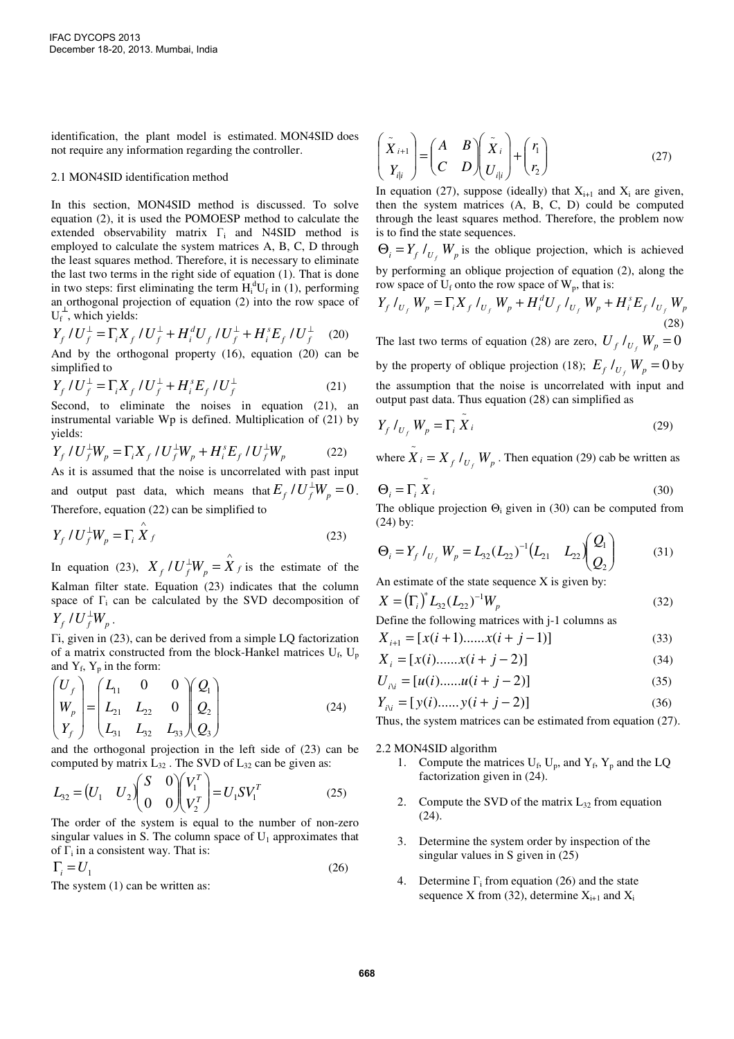identification, the plant model is estimated. MON4SID does not require any information regarding the controller.

### 2.1 MON4SID identification method

In this section, MON4SID method is discussed. To solve equation (2), it is used the POMOESP method to calculate the extended observability matrix $\Gamma_i$ and N4SID method is employed to calculate the system matrices A, B, C, D through the least squares method. Therefore, it is necessary to eliminate the last two terms in the right side of equation (1). That is done in two steps: first eliminating the term $H_i^d U_f$ in (1), performing an orthogonal projection of equation (2) into the row space of $U_f^{\perp}$, which yields:

$$Y_f / U_f^{\perp} = \Gamma_i X_f / U_f^{\perp} + H_i^d U_f / U_f^{\perp} + H_i^s E_f / U_f^{\perp} \tag{20}$$

And by the orthogonal property (16), equation (20) can be simplified to

$$Y_f / U_f^{\perp} = \Gamma_i X_f / U_f^{\perp} + H_i^s E_f / U_f^{\perp} \tag{21}$$

Second, to eliminate the noises in equation (21), an instrumental variable Wp is defined. Multiplication of (21) by yields:

$$Y_f / U_f^{\perp} W_p = \Gamma_i X_f / U_f^{\perp} W_p + H_i^s E_f / U_f^{\perp} W_p \tag{22}$$

As it is assumed that the noise is uncorrelated with past input and output past data, which means that $E_f / U_f^{\perp} W_p = 0$. Therefore, equation (22) can be simplified to

$$Y_f / U_f^{\perp} W_p = \Gamma_i \hat{X}_f \tag{23}$$

In equation (23), $X_f / U_f^{\perp} W_p = \hat{X}_f$ is the estimate of the Kalman filter state. Equation (23) indicates that the column space of $\Gamma_i$ can be calculated by the SVD decomposition of $Y_f / U_f^{\perp} W_p$.

$\Gamma_i$, given in (23), can be derived from a simple LQ factorization of a matrix constructed from the block-Hankel matrices $U_f$, $U_p$ and $Y_f$, $Y_p$ in the form:

$$\begin{pmatrix} U_f \\ W_p \\ Y_f \end{pmatrix} = \begin{pmatrix} L_{11} & 0 & 0 \\ L_{21} & L_{22} & 0 \\ L_{31} & L_{32} & L_{33} \end{pmatrix} \begin{pmatrix} Q_1 \\ Q_2 \\ Q_3 \end{pmatrix} \tag{24}$$

and the orthogonal projection in the left side of (23) can be computed by matrix $L_{32}$. The SVD of $L_{32}$ can be given as:

$$L_{32} = \begin{pmatrix} U_1 & U_2 \end{pmatrix} \begin{pmatrix} S & 0 \\ 0 & 0 \end{pmatrix} \begin{pmatrix} V_1^T \\ V_2^T \end{pmatrix} = U_1 S V_1^T \tag{25}$$

The order of the system is equal to the number of non-zero singular values in S. The column space of $U_1$ approximates that of $\Gamma_i$ in a consistent way. That is:

$$\Gamma_i = U_1 \tag{26}$$

The system (1) can be written as:

$$\begin{pmatrix} \tilde{X}_{i+1} \\ Y_{i|i} \end{pmatrix} = \begin{pmatrix} A & B \\ C & D \end{pmatrix} \begin{pmatrix} \tilde{X}_i \\ U_{i|i} \end{pmatrix} + \begin{pmatrix} r_1 \\ r_2 \end{pmatrix} \tag{27}$$

In equation (27), suppose (ideally) that $X_{i+1}$ and $X_i$ are given, then the system matrices (A, B, C, D) could be computed through the least squares method. Therefore, the problem now is to find the state sequences.

$\Theta_i = Y_f /_{U_f} W_p$ is the oblique projection, which is achieved by performing an oblique projection of equation (2), along the row space of $U_f$ onto the row space of $W_p$, that is:

$$Y_f /_{U_f} W_p = \Gamma_i X_f /_{U_f} W_p + H_i^d U_f /_{U_f} W_p + H_i^s E_f /_{U_f} W_p \tag{28}$$

The last two terms of equation (28) are zero, $U_f /_{U_f} W_p = 0$ by the property of oblique projection (18); $E_f /_{U_f} W_p = 0$ by the assumption that the noise is uncorrelated with input and output past data. Thus equation (28) can simplified as

$$Y_f /_{U_f} W_p = \Gamma_i \tilde{X}_i \tag{29}$$

where $\tilde{X}_i = X_f /_{U_f} W_p$. Then equation (29) cab be written as

$$\Theta_i = \Gamma_i \tilde{X}_i \tag{30}$$

The oblique projection $\Theta_i$ given in (30) can be computed from (24) by:

$$\Theta_i = Y_f /_{U_f} W_p = L_{32} (L_{22})^{-1} \begin{pmatrix} L_{21} & L_{22} \end{pmatrix} \begin{pmatrix} Q_1 \\ Q_2 \end{pmatrix} \tag{31}$$

An estimate of the state sequence X is given by:

$$X = (\Gamma_i)^* L_{32} (L_{22})^{-1} W_p \tag{32}$$

Define the following matrices with j-1 columns as

$$X_{i+1} = [x(i+1) \ldots\ldots x(i+j-1)] \tag{33}$$

$$X_i = [x(i) \ldots\ldots x(i+j-2)] \tag{34}$$

$$U_{i\backslash i} = [u(i) \ldots\ldots u(i+j-2)] \tag{35}$$

$$Y_{i\backslash i} = [y(i) \ldots\ldots y(i+j-2)] \tag{36}$$

Thus, the system matrices can be estimated from equation (27).

### 2.2 MON4SID algorithm

1. Compute the matrices $U_f$, $U_p$, and $Y_f$, $Y_p$ and the LQ factorization given in (24).
2. Compute the SVD of the matrix $L_{32}$ from equation (24).
3. Determine the system order by inspection of the singular values in S given in (25)
4. Determine $\Gamma_i$ from equation (26) and the state sequence X from (32), determine $X_{i+1}$ and $X_i$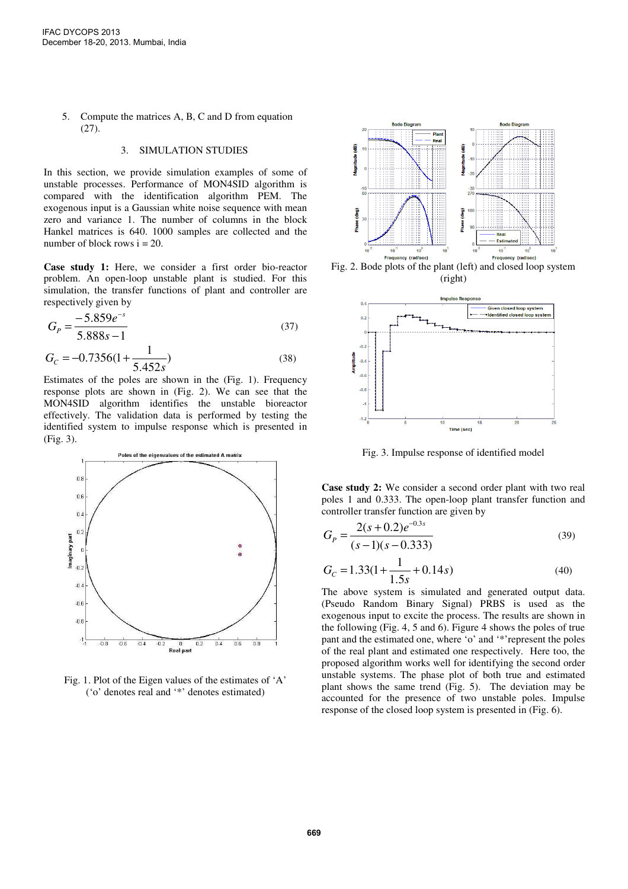5. Compute the matrices A, B, C and D from equation (27).

## 3. SIMULATION STUDIES

In this section, we provide simulation examples of some of unstable processes. Performance of MON4SID algorithm is compared with the identification algorithm PEM. The exogenous input is a Gaussian white noise sequence with mean zero and variance 1. The number of columns in the block Hankel matrices is 640. 1000 samples are collected and the number of block rows i = 20.

**Case study 1:** Here, we consider a first order bio-reactor problem. An open-loop unstable plant is studied. For this simulation, the transfer functions of plant and controller are respectively given by

$$G_P = \frac{-5.859e^{-s}}{5.888s - 1} \tag{37}$$

$$G_C = -0.7356(1 + \frac{1}{5.452s}) \tag{38}$$

Estimates of the poles are shown in the (Fig. 1). Frequency response plots are shown in (Fig. 2). We can see that the MON4SID algorithm identifies the unstable bioreactor effectively. The validation data is performed by testing the identified system to impulse response which is presented in (Fig. 3).

Fig. 1. Plot of the Eigen values of the estimates of 'A' ('o' denotes real and '*' denotes estimated)

Fig. 2. Bode plots of the plant (left) and closed loop system (right)

Fig. 3. Impulse response of identified model

**Case study 2:** We consider a second order plant with two real poles 1 and 0.333. The open-loop plant transfer function and controller transfer function are given by

$$G_P = \frac{2(s + 0.2)e^{-0.3s}}{(s - 1)(s - 0.333)} \tag{39}$$

$$G_C = 1.33(1 + \frac{1}{1.5s} + 0.14s) \tag{40}$$

The above system is simulated and generated output data. (Pseudo Random Binary Signal) PRBS is used as the exogenous input to excite the process. The results are shown in the following (Fig. 4, 5 and 6). Figure 4 shows the poles of true pant and the estimated one, where 'o' and '*'represent the poles of the real plant and estimated one respectively. Here too, the proposed algorithm works well for identifying the second order unstable systems. The phase plot of both true and estimated plant shows the same trend (Fig. 5). The deviation may be accounted for the presence of two unstable poles. Impulse response of the closed loop system is presented in (Fig. 6).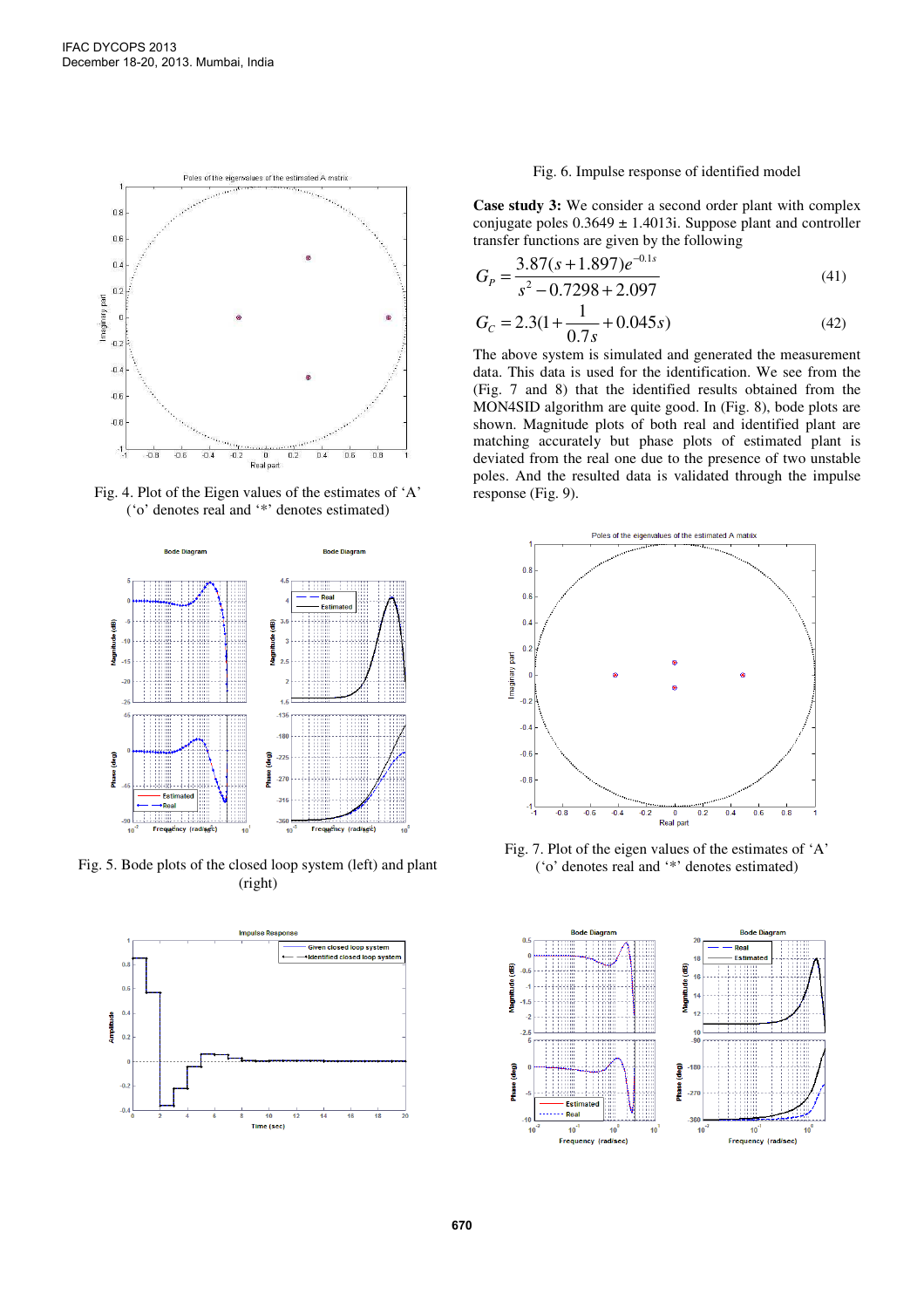Fig. 4. Plot of the Eigen values of the estimates of 'A' ('o' denotes real and '*' denotes estimated)

Fig. 5. Bode plots of the closed loop system (left) and plant (right)

Fig. 6. Impulse response of identified model

**Case study 3:** We consider a second order plant with complex conjugate poles 0.3649 ± 1.4013i. Suppose plant and controller transfer functions are given by the following

$$G_P = \frac{3.87(s+1.897)e^{-0.1s}}{s^2 - 0.7298 + 2.097} \tag{41}$$

$$G_C = 2.3(1+\frac{1}{0.7s}+0.045s) \tag{42}$$

The above system is simulated and generated the measurement data. This data is used for the identification. We see from the (Fig. 7 and 8) that the identified results obtained from the MON4SID algorithm are quite good. In (Fig. 8), bode plots are shown. Magnitude plots of both real and identified plant are matching accurately but phase plots of estimated plant is deviated from the real one due to the presence of two unstable poles. And the resulted data is validated through the impulse response (Fig. 9).

Fig. 7. Plot of the eigen values of the estimates of 'A' ('o' denotes real and '*' denotes estimated)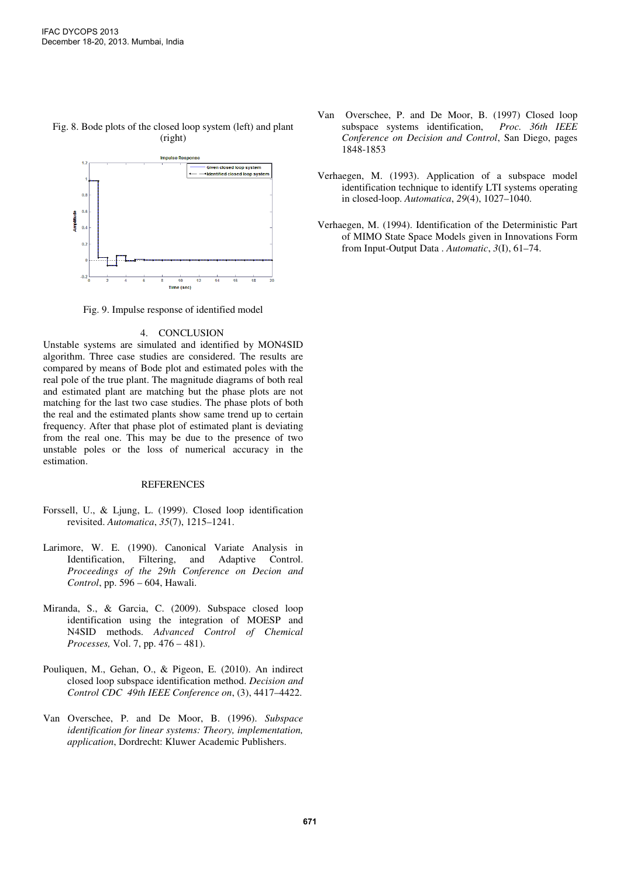Fig. 8. Bode plots of the closed loop system (left) and plant (right)

Impulse Response

Given closed loop system
Identified closed loop system

Amplitude

Time (sec)

Fig. 9. Impulse response of identified model

## 4. CONCLUSION

Unstable systems are simulated and identified by MON4SID algorithm. Three case studies are considered. The results are compared by means of Bode plot and estimated poles with the real pole of the true plant. The magnitude diagrams of both real and estimated plant are matching but the phase plots are not matching for the last two case studies. The phase plots of both the real and the estimated plants show same trend up to certain frequency. After that phase plot of estimated plant is deviating from the real one. This may be due to the presence of two unstable poles or the loss of numerical accuracy in the estimation.

## REFERENCES

Forssell, U., & Ljung, L. (1999). Closed loop identification revisited. *Automatica*, *35*(7), 1215–1241.

Larimore, W. E. (1990). Canonical Variate Analysis in Identification, Filtering, and Adaptive Control. *Proceedings of the 29th Conference on Decion and Control*, pp. 596 – 604, Hawali.

Miranda, S., & Garcia, C. (2009). Subspace closed loop identification using the integration of MOESP and N4SID methods. *Advanced Control of Chemical Processes,* Vol. 7, pp. 476 – 481).

Pouliquen, M., Gehan, O., & Pigeon, E. (2010). An indirect closed loop subspace identification method. *Decision and Control CDC 49th IEEE Conference on*, (3), 4417–4422.

Van Overschee, P. and De Moor, B. (1996). *Subspace identification for linear systems: Theory, implementation, application*, Dordrecht: Kluwer Academic Publishers.

Van Overschee, P. and De Moor, B. (1997) Closed loop subspace systems identification, *Proc. 36th IEEE Conference on Decision and Control*, San Diego, pages 1848-1853

Verhaegen, M. (1993). Application of a subspace model identification technique to identify LTI systems operating in closed-loop. *Automatica*, *29*(4), 1027–1040.

Verhaegen, M. (1994). Identification of the Deterministic Part of MIMO State Space Models given in Innovations Form from Input-Output Data . *Automatic*, *3*(I), 61–74.